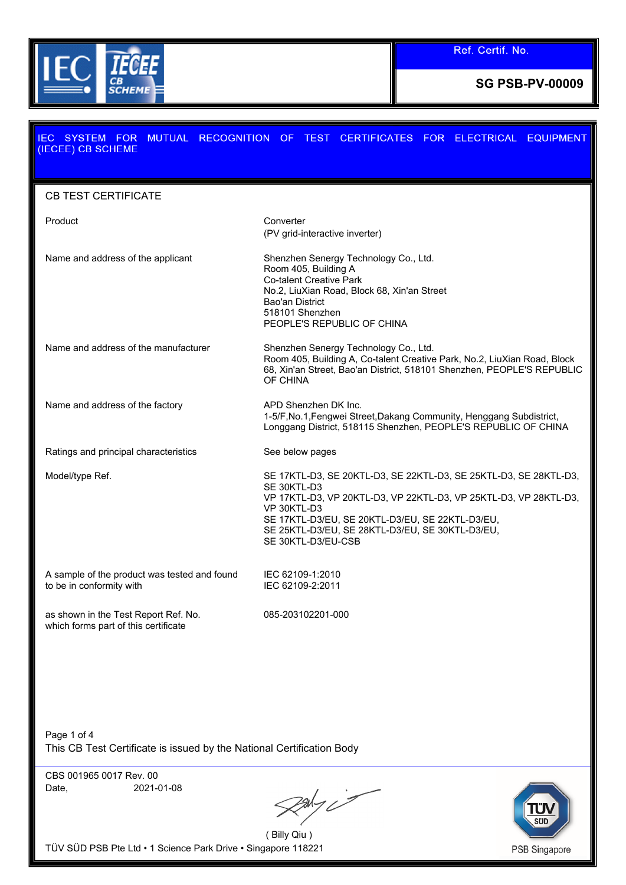Ref. Certif. No.

**SG PSB-PV-00009**

# IEC SYSTEM FOR MUTUAL RECOGNITION OF TEST CERTIFICATES FOR ELECTRICAL EQUIPMENT (IECEE) CB SCHEME

## CB TEST CERTIFICATE

| | |
|---|---|
| Product | Converter<br>(PV grid-interactive inverter) |
| Name and address of the applicant | Shenzhen Senergy Technology Co., Ltd.<br>Room 405, Building A<br>Co-talent Creative Park<br>No.2, LiuXian Road, Block 68, Xin'an Street<br>Bao'an District<br>518101 Shenzhen<br>PEOPLE'S REPUBLIC OF CHINA |
| Name and address of the manufacturer | Shenzhen Senergy Technology Co., Ltd.<br>Room 405, Building A, Co-talent Creative Park, No.2, LiuXian Road, Block 68, Xin'an Street, Bao'an District, 518101 Shenzhen, PEOPLE'S REPUBLIC OF CHINA |
| Name and address of the factory | APD Shenzhen DK Inc.<br>1-5/F,No.1,Fengwei Street,Dakang Community, Henggang Subdistrict, Longgang District, 518115 Shenzhen, PEOPLE'S REPUBLIC OF CHINA |
| Ratings and principal characteristics | See below pages |
| Model/type Ref. | SE 17KTL-D3, SE 20KTL-D3, SE 22KTL-D3, SE 25KTL-D3, SE 28KTL-D3, SE 30KTL-D3<br>VP 17KTL-D3, VP 20KTL-D3, VP 22KTL-D3, VP 25KTL-D3, VP 28KTL-D3, VP 30KTL-D3<br>SE 17KTL-D3/EU, SE 20KTL-D3/EU, SE 22KTL-D3/EU, SE 25KTL-D3/EU, SE 28KTL-D3/EU, SE 30KTL-D3/EU, SE 30KTL-D3/EU-CSB |
| A sample of the product was tested and found to be in conformity with | IEC 62109-1:2010<br>IEC 62109-2:2011 |
| as shown in the Test Report Ref. No. which forms part of this certificate | 085-203102201-000 |

This CB Test Certificate is issued by the National Certification Body

CBS 001965 0017 Rev. 00

Date, 2021-01-08

( Billy Qiu )

TÜV SÜD PSB Pte Ltd • 1 Science Park Drive • Singapore 118221

PSB Singapore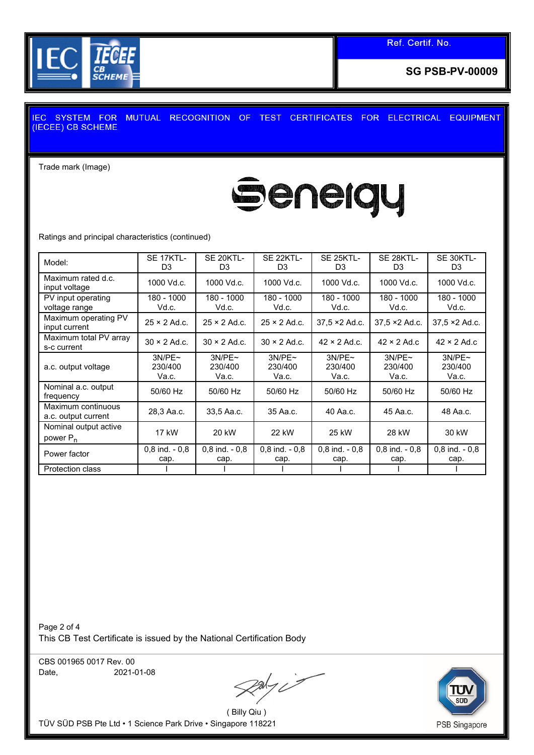Ref. Certif. No.

**SG PSB-PV-00009**

IEC SYSTEM FOR MUTUAL RECOGNITION OF TEST CERTIFICATES FOR ELECTRICAL EQUIPMENT (IECEE) CB SCHEME

Trade mark (Image)

Ratings and principal characteristics (continued)

| Model: | SE 17KTL-D3 | SE 20KTL-D3 | SE 22KTL-D3 | SE 25KTL-D3 | SE 28KTL-D3 | SE 30KTL-D3 |
|---|---|---|---|---|---|---|
| Maximum rated d.c. input voltage | 1000 Vd.c. | 1000 Vd.c. | 1000 Vd.c. | 1000 Vd.c. | 1000 Vd.c. | 1000 Vd.c. |
| PV input operating voltage range | 180 - 1000 Vd.c. | 180 - 1000 Vd.c. | 180 - 1000 Vd.c. | 180 - 1000 Vd.c. | 180 - 1000 Vd.c. | 180 - 1000 Vd.c. |
| Maximum operating PV input current | 25 × 2 Ad.c. | 25 × 2 Ad.c. | 25 × 2 Ad.c. | 37,5 ×2 Ad.c. | 37,5 ×2 Ad.c. | 37,5 ×2 Ad.c. |
| Maximum total PV array s-c current | 30 × 2 Ad.c. | 30 × 2 Ad.c. | 30 × 2 Ad.c. | 42 × 2 Ad.c. | 42 × 2 Ad.c | 42 × 2 Ad.c |
| a.c. output voltage | 3N/PE~ 230/400 Va.c. | 3N/PE~ 230/400 Va.c. | 3N/PE~ 230/400 Va.c. | 3N/PE~ 230/400 Va.c. | 3N/PE~ 230/400 Va.c. | 3N/PE~ 230/400 Va.c. |
| Nominal a.c. output frequency | 50/60 Hz | 50/60 Hz | 50/60 Hz | 50/60 Hz | 50/60 Hz | 50/60 Hz |
| Maximum continuous a.c. output current | 28,3 Aa.c. | 33,5 Aa.c. | 35 Aa.c. | 40 Aa.c. | 45 Aa.c. | 48 Aa.c. |
| Nominal output active power $P_n$ | 17 kW | 20 kW | 22 kW | 25 kW | 28 kW | 30 kW |
| Power factor | 0,8 ind. - 0,8 cap. | 0,8 ind. - 0,8 cap. | 0,8 ind. - 0,8 cap. | 0,8 ind. - 0,8 cap. | 0,8 ind. - 0,8 cap. | 0,8 ind. - 0,8 cap. |
| Protection class | I | I | I | I | I | I |

This CB Test Certificate is issued by the National Certification Body

CBS 001965 0017 Rev. 00

Date, 2021-01-08

( Billy Qiu )

TÜV SÜD PSB Pte Ltd • 1 Science Park Drive • Singapore 118221

PSB Singapore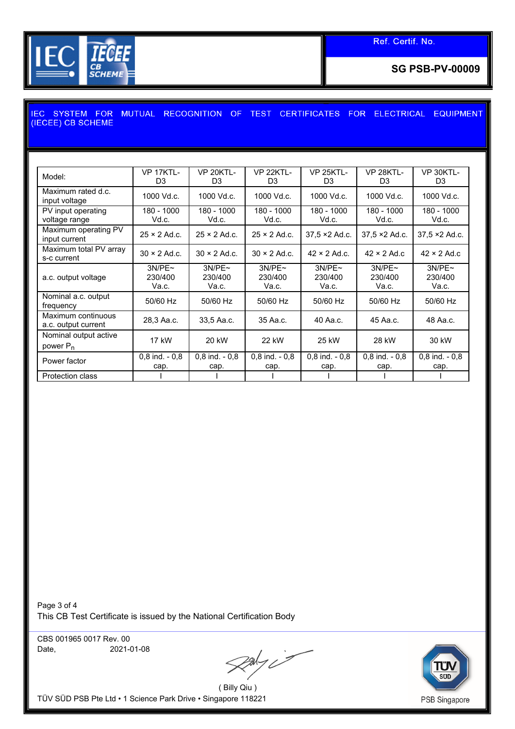Ref. Certif. No.

**SG PSB-PV-00009**

IEC SYSTEM FOR MUTUAL RECOGNITION OF TEST CERTIFICATES FOR ELECTRICAL EQUIPMENT (IECEE) CB SCHEME

| Model: | VP 17KTL-D3 | VP 20KTL-D3 | VP 22KTL-D3 | VP 25KTL-D3 | VP 28KTL-D3 | VP 30KTL-D3 |
|---|---|---|---|---|---|---|
| Maximum rated d.c. input voltage | 1000 Vd.c. | 1000 Vd.c. | 1000 Vd.c. | 1000 Vd.c. | 1000 Vd.c. | 1000 Vd.c. |
| PV input operating voltage range | 180 - 1000 Vd.c. | 180 - 1000 Vd.c. | 180 - 1000 Vd.c. | 180 - 1000 Vd.c. | 180 - 1000 Vd.c. | 180 - 1000 Vd.c. |
| Maximum operating PV input current | 25 × 2 Ad.c. | 25 × 2 Ad.c. | 25 × 2 Ad.c. | 37,5 ×2 Ad.c. | 37,5 ×2 Ad.c. | 37,5 ×2 Ad.c. |
| Maximum total PV array s-c current | 30 × 2 Ad.c. | 30 × 2 Ad.c. | 30 × 2 Ad.c. | 42 × 2 Ad.c. | 42 × 2 Ad.c | 42 × 2 Ad.c |
| a.c. output voltage | 3N/PE~ 230/400 Va.c. | 3N/PE~ 230/400 Va.c. | 3N/PE~ 230/400 Va.c. | 3N/PE~ 230/400 Va.c. | 3N/PE~ 230/400 Va.c. | 3N/PE~ 230/400 Va.c. |
| Nominal a.c. output frequency | 50/60 Hz | 50/60 Hz | 50/60 Hz | 50/60 Hz | 50/60 Hz | 50/60 Hz |
| Maximum continuous a.c. output current | 28,3 Aa.c. | 33,5 Aa.c. | 35 Aa.c. | 40 Aa.c. | 45 Aa.c. | 48 Aa.c. |
| Nominal output active power $P_n$ | 17 kW | 20 kW | 22 kW | 25 kW | 28 kW | 30 kW |
| Power factor | 0,8 ind. - 0,8 cap. | 0,8 ind. - 0,8 cap. | 0,8 ind. - 0,8 cap. | 0,8 ind. - 0,8 cap. | 0,8 ind. - 0,8 cap. | 0,8 ind. - 0,8 cap. |
| Protection class | I | I | I | I | I | I |

This CB Test Certificate is issued by the National Certification Body

CBS 001965 0017 Rev. 00

Date, 2021-01-08

( Billy Qiu )

TÜV SÜD PSB Pte Ltd • 1 Science Park Drive • Singapore 118221

PSB Singapore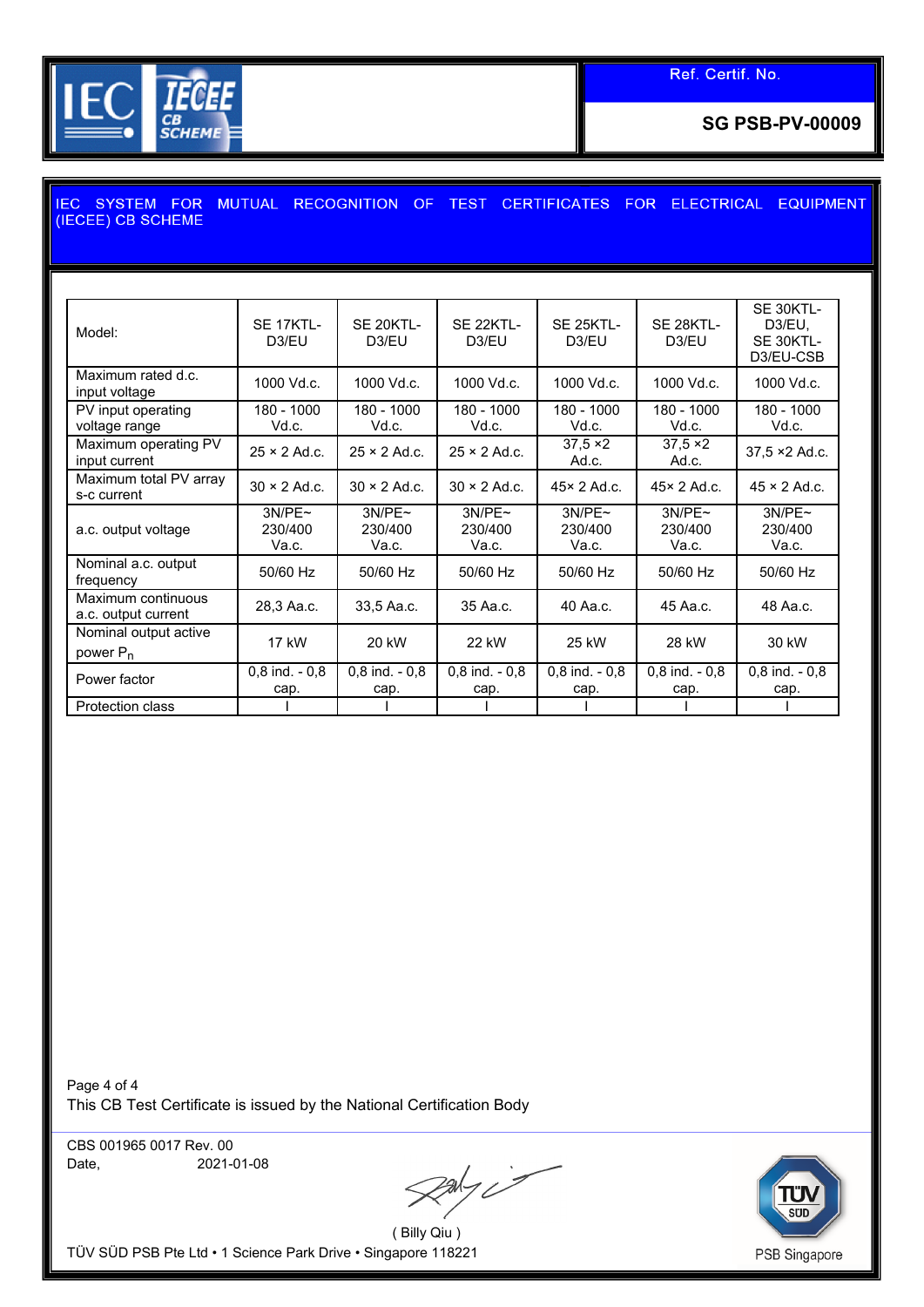Ref. Certif. No.

**SG PSB-PV-00009**

IEC SYSTEM FOR MUTUAL RECOGNITION OF TEST CERTIFICATES FOR ELECTRICAL EQUIPMENT (IECEE) CB SCHEME

| Model: | SE 17KTL-D3/EU | SE 20KTL-D3/EU | SE 22KTL-D3/EU | SE 25KTL-D3/EU | SE 28KTL-D3/EU | SE 30KTL-D3/EU, SE 30KTL-D3/EU-CSB |
|---|---|---|---|---|---|---|
| Maximum rated d.c. input voltage | 1000 Vd.c. | 1000 Vd.c. | 1000 Vd.c. | 1000 Vd.c. | 1000 Vd.c. | 1000 Vd.c. |
| PV input operating voltage range | 180 - 1000 Vd.c. | 180 - 1000 Vd.c. | 180 - 1000 Vd.c. | 180 - 1000 Vd.c. | 180 - 1000 Vd.c. | 180 - 1000 Vd.c. |
| Maximum operating PV input current | 25 × 2 Ad.c. | 25 × 2 Ad.c. | 25 × 2 Ad.c. | 37,5 ×2 Ad.c. | 37,5 ×2 Ad.c. | 37,5 ×2 Ad.c. |
| Maximum total PV array s-c current | 30 × 2 Ad.c. | 30 × 2 Ad.c. | 30 × 2 Ad.c. | 45× 2 Ad.c. | 45× 2 Ad.c. | 45 × 2 Ad.c. |
| a.c. output voltage | 3N/PE~ 230/400 Va.c. | 3N/PE~ 230/400 Va.c. | 3N/PE~ 230/400 Va.c. | 3N/PE~ 230/400 Va.c. | 3N/PE~ 230/400 Va.c. | 3N/PE~ 230/400 Va.c. |
| Nominal a.c. output frequency | 50/60 Hz | 50/60 Hz | 50/60 Hz | 50/60 Hz | 50/60 Hz | 50/60 Hz |
| Maximum continuous a.c. output current | 28,3 Aa.c. | 33,5 Aa.c. | 35 Aa.c. | 40 Aa.c. | 45 Aa.c. | 48 Aa.c. |
| Nominal output active power $P_n$ | 17 kW | 20 kW | 22 kW | 25 kW | 28 kW | 30 kW |
| Power factor | 0,8 ind. - 0,8 cap. | 0,8 ind. - 0,8 cap. | 0,8 ind. - 0,8 cap. | 0,8 ind. - 0,8 cap. | 0,8 ind. - 0,8 cap. | 0,8 ind. - 0,8 cap. |
| Protection class | I | I | I | I | I | I |

This CB Test Certificate is issued by the National Certification Body

CBS 001965 0017 Rev. 00

Date, 2021-01-08

( Billy Qiu )

TÜV SÜD PSB Pte Ltd • 1 Science Park Drive • Singapore 118221

PSB Singapore